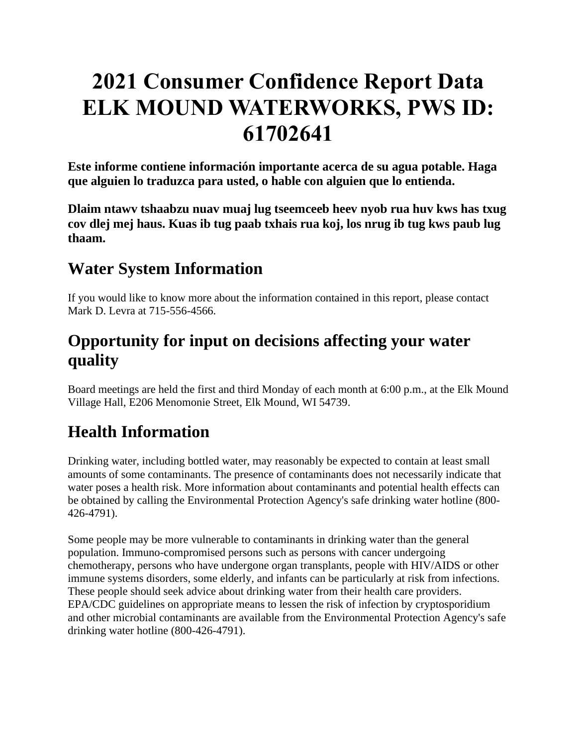# 2021 Consumer Confidence Report Data ELK MOUND WATERWORKS, PWS ID: 61702641

**Este informe contiene información importante acerca de su agua potable. Haga que alguien lo traduzca para usted, o hable con alguien que lo entienda.**

**Dlaim ntawv tshaabzu nuav muaj lug tseemceeb heev nyob rua huv kws has txug cov dlej mej haus. Kuas ib tug paab txhais rua koj, los nrug ib tug kws paub lug thaam.**

## Water System Information

If you would like to know more about the information contained in this report, please contact Mark D. Levra at 715-556-4566.

## Opportunity for input on decisions affecting your water quality

Board meetings are held the first and third Monday of each month at 6:00 p.m., at the Elk Mound Village Hall, E206 Menomonie Street, Elk Mound, WI 54739.

## Health Information

Drinking water, including bottled water, may reasonably be expected to contain at least small amounts of some contaminants. The presence of contaminants does not necessarily indicate that water poses a health risk. More information about contaminants and potential health effects can be obtained by calling the Environmental Protection Agency's safe drinking water hotline (800-426-4791).

Some people may be more vulnerable to contaminants in drinking water than the general population. Immuno-compromised persons such as persons with cancer undergoing chemotherapy, persons who have undergone organ transplants, people with HIV/AIDS or other immune systems disorders, some elderly, and infants can be particularly at risk from infections. These people should seek advice about drinking water from their health care providers. EPA/CDC guidelines on appropriate means to lessen the risk of infection by cryptosporidium and other microbial contaminants are available from the Environmental Protection Agency's safe drinking water hotline (800-426-4791).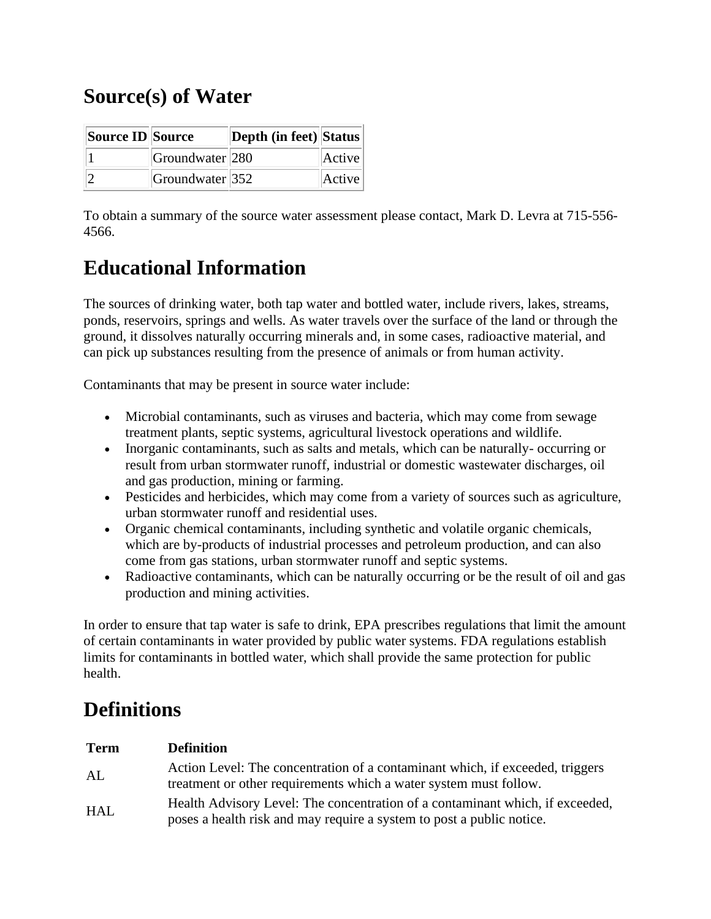## Source(s) of Water

| Source ID | Source | Depth (in feet) | Status |
| --- | --- | --- | --- |
| 1 | Groundwater | 280 | Active |
| 2 | Groundwater | 352 | Active |

To obtain a summary of the source water assessment please contact, Mark D. Levra at 715-556-4566.

## Educational Information

The sources of drinking water, both tap water and bottled water, include rivers, lakes, streams, ponds, reservoirs, springs and wells. As water travels over the surface of the land or through the ground, it dissolves naturally occurring minerals and, in some cases, radioactive material, and can pick up substances resulting from the presence of animals or from human activity.

Contaminants that may be present in source water include:

- Microbial contaminants, such as viruses and bacteria, which may come from sewage treatment plants, septic systems, agricultural livestock operations and wildlife.
- Inorganic contaminants, such as salts and metals, which can be naturally- occurring or result from urban stormwater runoff, industrial or domestic wastewater discharges, oil and gas production, mining or farming.
- Pesticides and herbicides, which may come from a variety of sources such as agriculture, urban stormwater runoff and residential uses.
- Organic chemical contaminants, including synthetic and volatile organic chemicals, which are by-products of industrial processes and petroleum production, and can also come from gas stations, urban stormwater runoff and septic systems.
- Radioactive contaminants, which can be naturally occurring or be the result of oil and gas production and mining activities.

In order to ensure that tap water is safe to drink, EPA prescribes regulations that limit the amount of certain contaminants in water provided by public water systems. FDA regulations establish limits for contaminants in bottled water, which shall provide the same protection for public health.

## Definitions

| Term | Definition |
| --- | --- |
| AL | Action Level: The concentration of a contaminant which, if exceeded, triggers treatment or other requirements which a water system must follow. |
| HAL | Health Advisory Level: The concentration of a contaminant which, if exceeded, poses a health risk and may require a system to post a public notice. |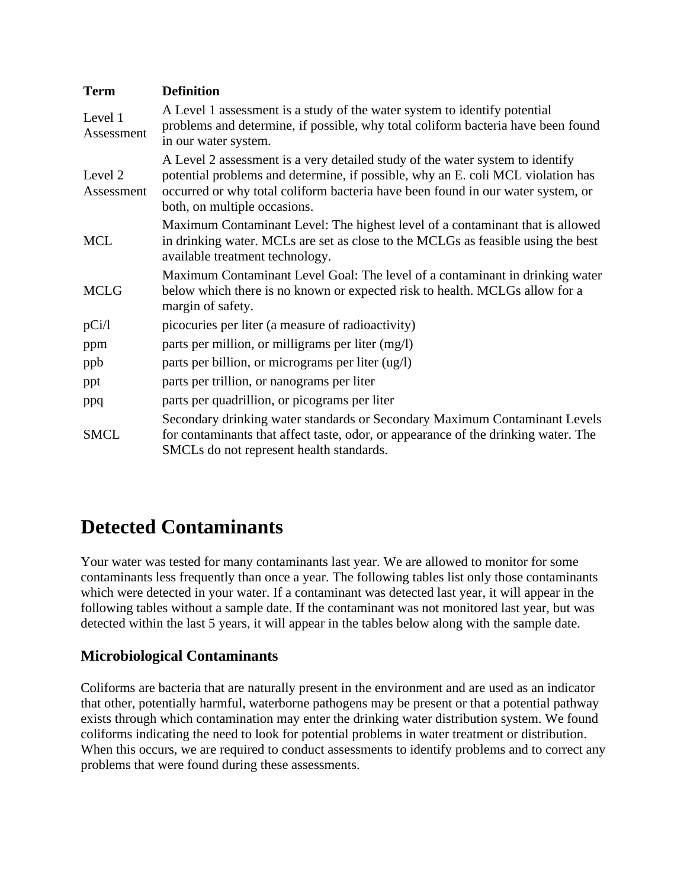| Term | Definition |
| --- | --- |
| Level 1 Assessment | A Level 1 assessment is a study of the water system to identify potential problems and determine, if possible, why total coliform bacteria have been found in our water system. |
| Level 2 Assessment | A Level 2 assessment is a very detailed study of the water system to identify potential problems and determine, if possible, why an E. coli MCL violation has occurred or why total coliform bacteria have been found in our water system, or both, on multiple occasions. |
| MCL | Maximum Contaminant Level: The highest level of a contaminant that is allowed in drinking water. MCLs are set as close to the MCLGs as feasible using the best available treatment technology. |
| MCLG | Maximum Contaminant Level Goal: The level of a contaminant in drinking water below which there is no known or expected risk to health. MCLGs allow for a margin of safety. |
| pCi/l | picocuries per liter (a measure of radioactivity) |
| ppm | parts per million, or milligrams per liter (mg/l) |
| ppb | parts per billion, or micrograms per liter (ug/l) |
| ppt | parts per trillion, or nanograms per liter |
| ppq | parts per quadrillion, or picograms per liter |
| SMCL | Secondary drinking water standards or Secondary Maximum Contaminant Levels for contaminants that affect taste, odor, or appearance of the drinking water. The SMCLs do not represent health standards. |

# Detected Contaminants

Your water was tested for many contaminants last year. We are allowed to monitor for some contaminants less frequently than once a year. The following tables list only those contaminants which were detected in your water. If a contaminant was detected last year, it will appear in the following tables without a sample date. If the contaminant was not monitored last year, but was detected within the last 5 years, it will appear in the tables below along with the sample date.

## Microbiological Contaminants

Coliforms are bacteria that are naturally present in the environment and are used as an indicator that other, potentially harmful, waterborne pathogens may be present or that a potential pathway exists through which contamination may enter the drinking water distribution system. We found coliforms indicating the need to look for potential problems in water treatment or distribution. When this occurs, we are required to conduct assessments to identify problems and to correct any problems that were found during these assessments.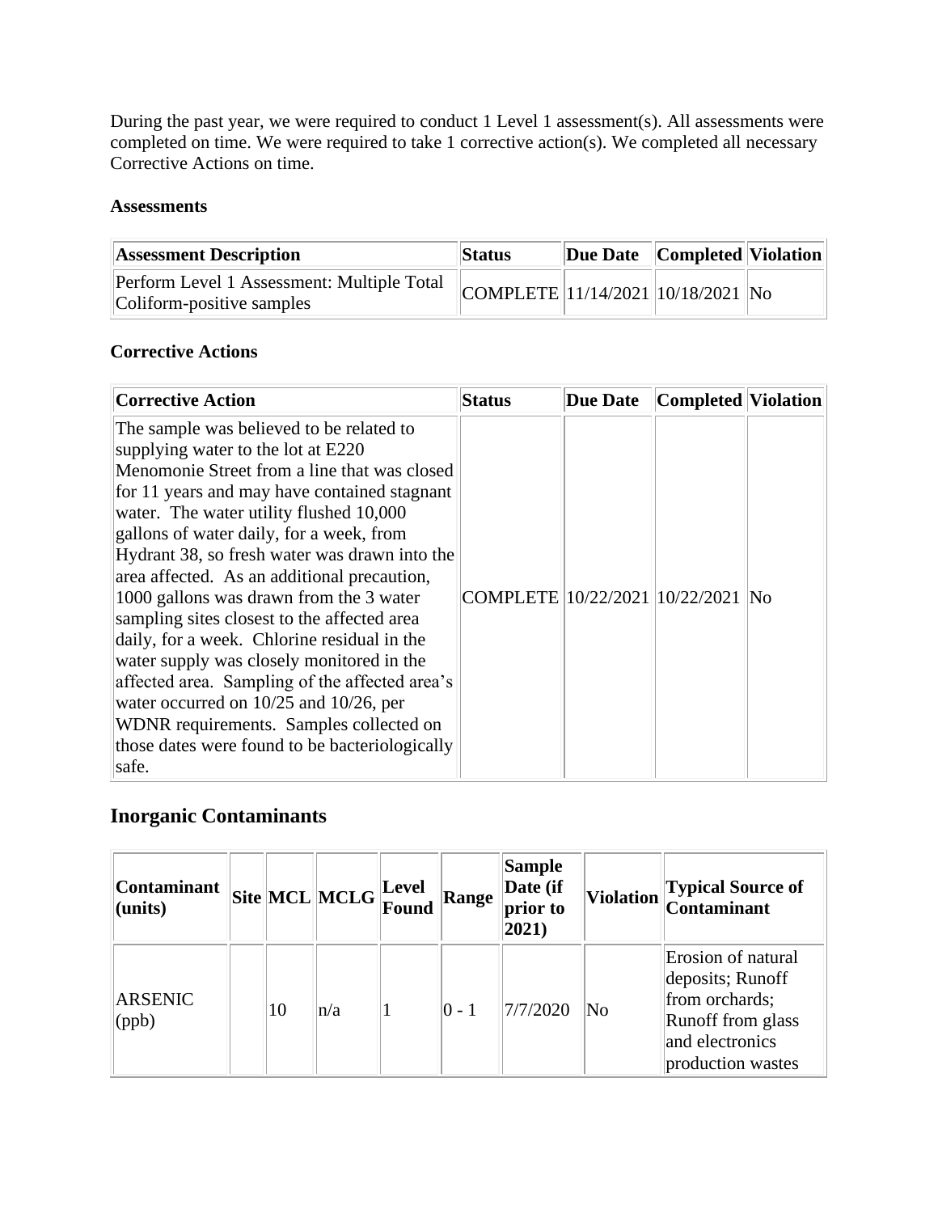During the past year, we were required to conduct 1 Level 1 assessment(s). All assessments were completed on time. We were required to take 1 corrective action(s). We completed all necessary Corrective Actions on time.

**Assessments**

| Assessment Description | Status | Due Date | Completed | Violation |
|---|---|---|---|---|
| Perform Level 1 Assessment: Multiple Total Coliform-positive samples | COMPLETE | 11/14/2021 | 10/18/2021 | No |

**Corrective Actions**

| Corrective Action | Status | Due Date | Completed | Violation |
|---|---|---|---|---|
| The sample was believed to be related to supplying water to the lot at E220 Menomonie Street from a line that was closed for 11 years and may have contained stagnant water. The water utility flushed 10,000 gallons of water daily, for a week, from Hydrant 38, so fresh water was drawn into the area affected. As an additional precaution, 1000 gallons was drawn from the 3 water sampling sites closest to the affected area daily, for a week. Chlorine residual in the water supply was closely monitored in the affected area. Sampling of the affected area's water occurred on 10/25 and 10/26, per WDNR requirements. Samples collected on those dates were found to be bacteriologically safe. | COMPLETE | 10/22/2021 | 10/22/2021 | No |

## Inorganic Contaminants

| Contaminant (units) | Site | MCL | MCLG | Level Found | Range | Sample Date (if prior to 2021) | Violation | Typical Source of Contaminant |
|---|---|---|---|---|---|---|---|---|
| ARSENIC (ppb) | | 10 | n/a | 1 | 0 - 1 | 7/7/2020 | No | Erosion of natural deposits; Runoff from orchards; Runoff from glass and electronics production wastes |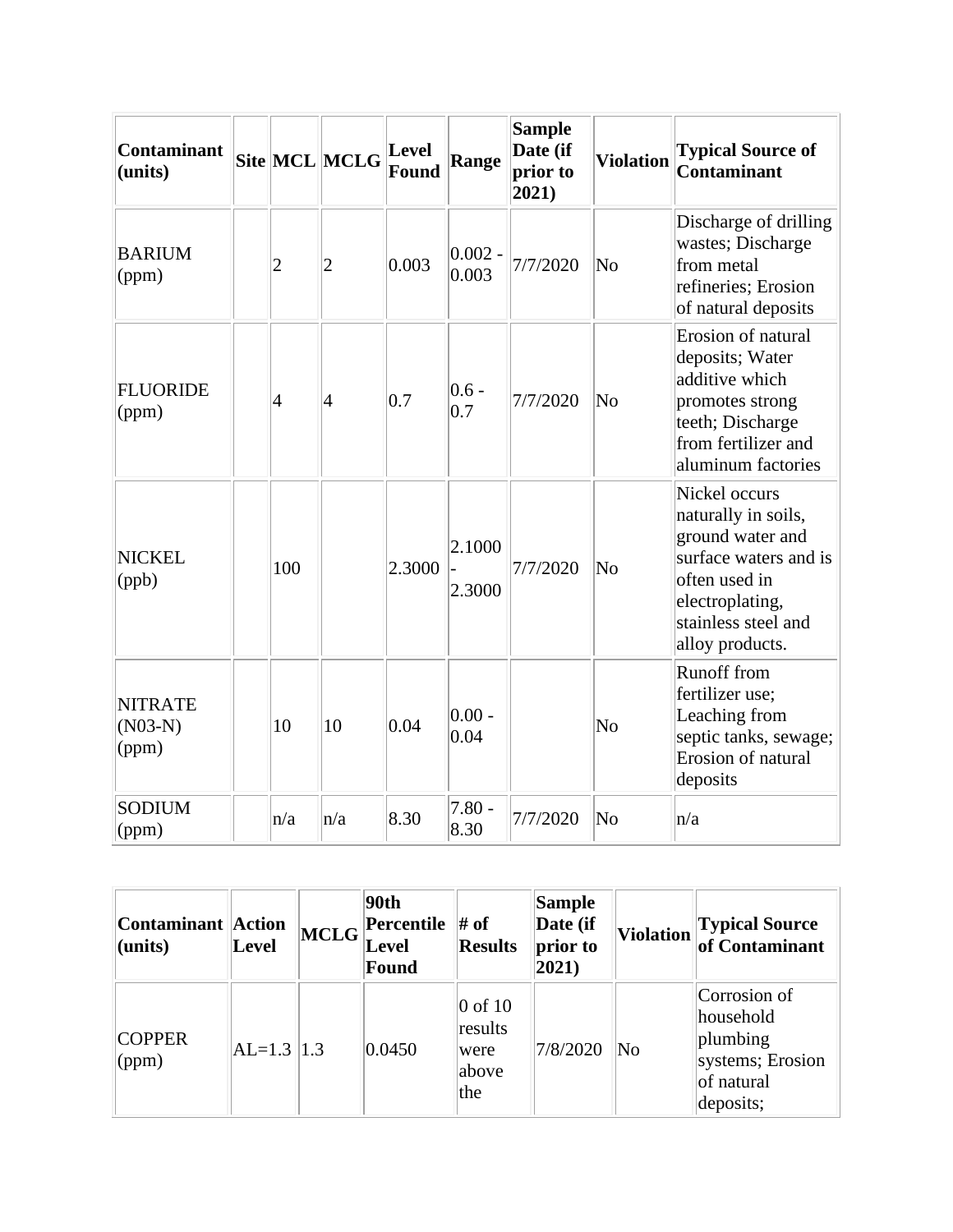| Contaminant (units) | Site | MCL | MCLG | Level Found | Range | Sample Date (if prior to 2021) | Violation | Typical Source of Contaminant |
|---|---|---|---|---|---|---|---|---|
| BARIUM (ppm) | | 2 | 2 | 0.003 | 0.002 - 0.003 | 7/7/2020 | No | Discharge of drilling wastes; Discharge from metal refineries; Erosion of natural deposits |
| FLUORIDE (ppm) | | 4 | 4 | 0.7 | 0.6 - 0.7 | 7/7/2020 | No | Erosion of natural deposits; Water additive which promotes strong teeth; Discharge from fertilizer and aluminum factories |
| NICKEL (ppb) | | 100 | | 2.3000 | 2.1000 - 2.3000 | 7/7/2020 | No | Nickel occurs naturally in soils, ground water and surface waters and is often used in electroplating, stainless steel and alloy products. |
| NITRATE (N03-N) (ppm) | | 10 | 10 | 0.04 | 0.00 - 0.04 | | No | Runoff from fertilizer use; Leaching from septic tanks, sewage; Erosion of natural deposits |
| SODIUM (ppm) | | n/a | n/a | 8.30 | 7.80 - 8.30 | 7/7/2020 | No | n/a |

| Contaminant (units) | Action Level | MCLG | 90th Percentile Level Found | # of Results | Sample Date (if prior to 2021) | Violation | Typical Source of Contaminant |
|---|---|---|---|---|---|---|---|
| COPPER (ppm) | AL=1.3 | 1.3 | 0.0450 | 0 of 10 results were above the | 7/8/2020 | No | Corrosion of household plumbing systems; Erosion of natural deposits; |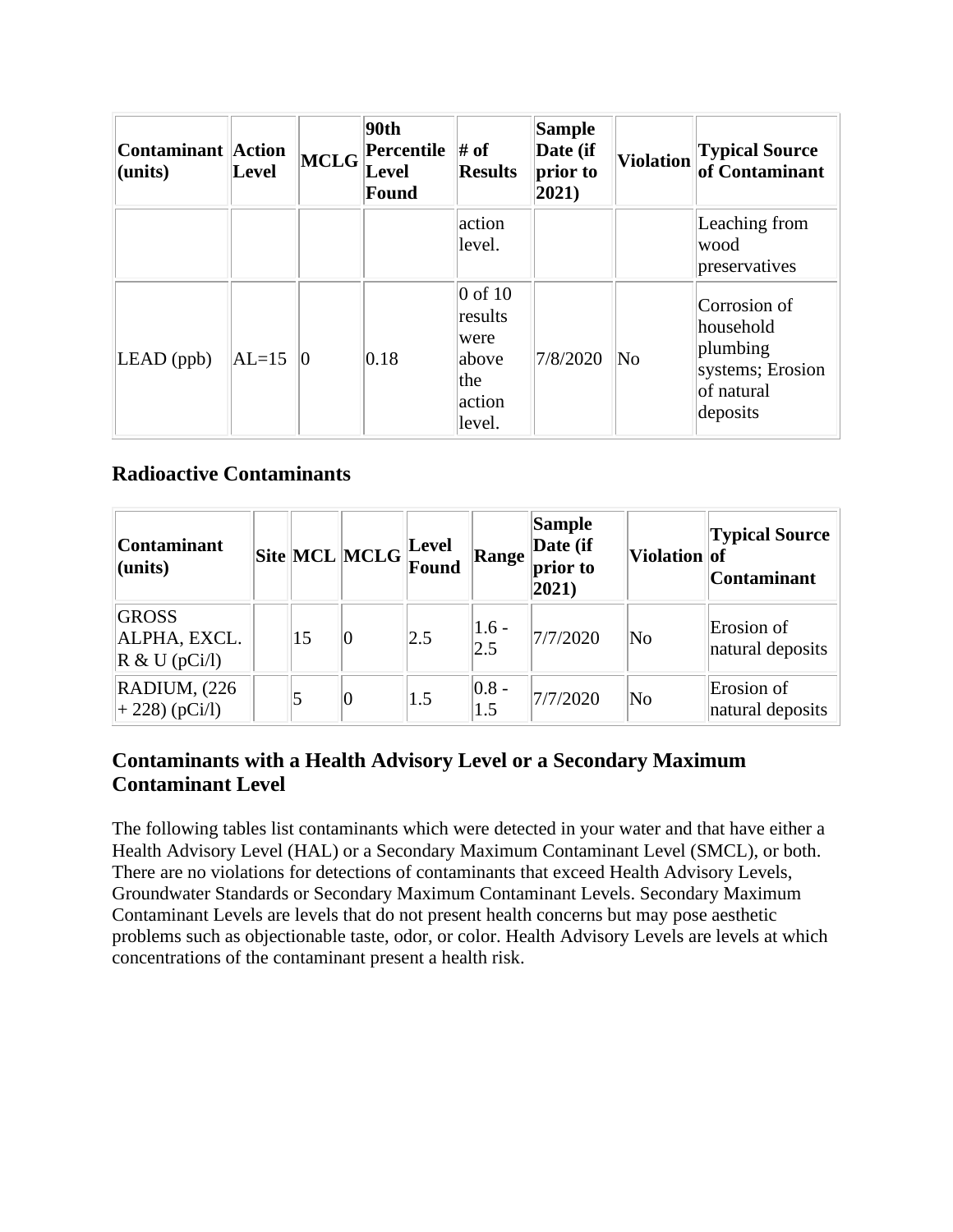| Contaminant (units) | Action Level | MCLG | 90th Percentile Level Found | # of Results | Sample Date (if prior to 2021) | Violation | Typical Source of Contaminant |
|---|---|---|---|---|---|---|---|
| | | | | action level. | | | Leaching from wood preservatives |
| LEAD (ppb) | AL=15 | 0 | 0.18 | 0 of 10 results were above the action level. | 7/8/2020 | No | Corrosion of household plumbing systems; Erosion of natural deposits |

### Radioactive Contaminants

| Contaminant (units) | Site | MCL | MCLG | Level Found | Range | Sample Date (if prior to 2021) | Violation | Typical Source of Contaminant |
|---|---|---|---|---|---|---|---|---|
| GROSS ALPHA, EXCL. R & U (pCi/l) | | 15 | 0 | 2.5 | 1.6 - 2.5 | 7/7/2020 | No | Erosion of natural deposits |
| RADIUM, (226 + 228) (pCi/l) | | 5 | 0 | 1.5 | 0.8 - 1.5 | 7/7/2020 | No | Erosion of natural deposits |

### Contaminants with a Health Advisory Level or a Secondary Maximum Contaminant Level

The following tables list contaminants which were detected in your water and that have either a Health Advisory Level (HAL) or a Secondary Maximum Contaminant Level (SMCL), or both. There are no violations for detections of contaminants that exceed Health Advisory Levels, Groundwater Standards or Secondary Maximum Contaminant Levels. Secondary Maximum Contaminant Levels are levels that do not present health concerns but may pose aesthetic problems such as objectionable taste, odor, or color. Health Advisory Levels are levels at which concentrations of the contaminant present a health risk.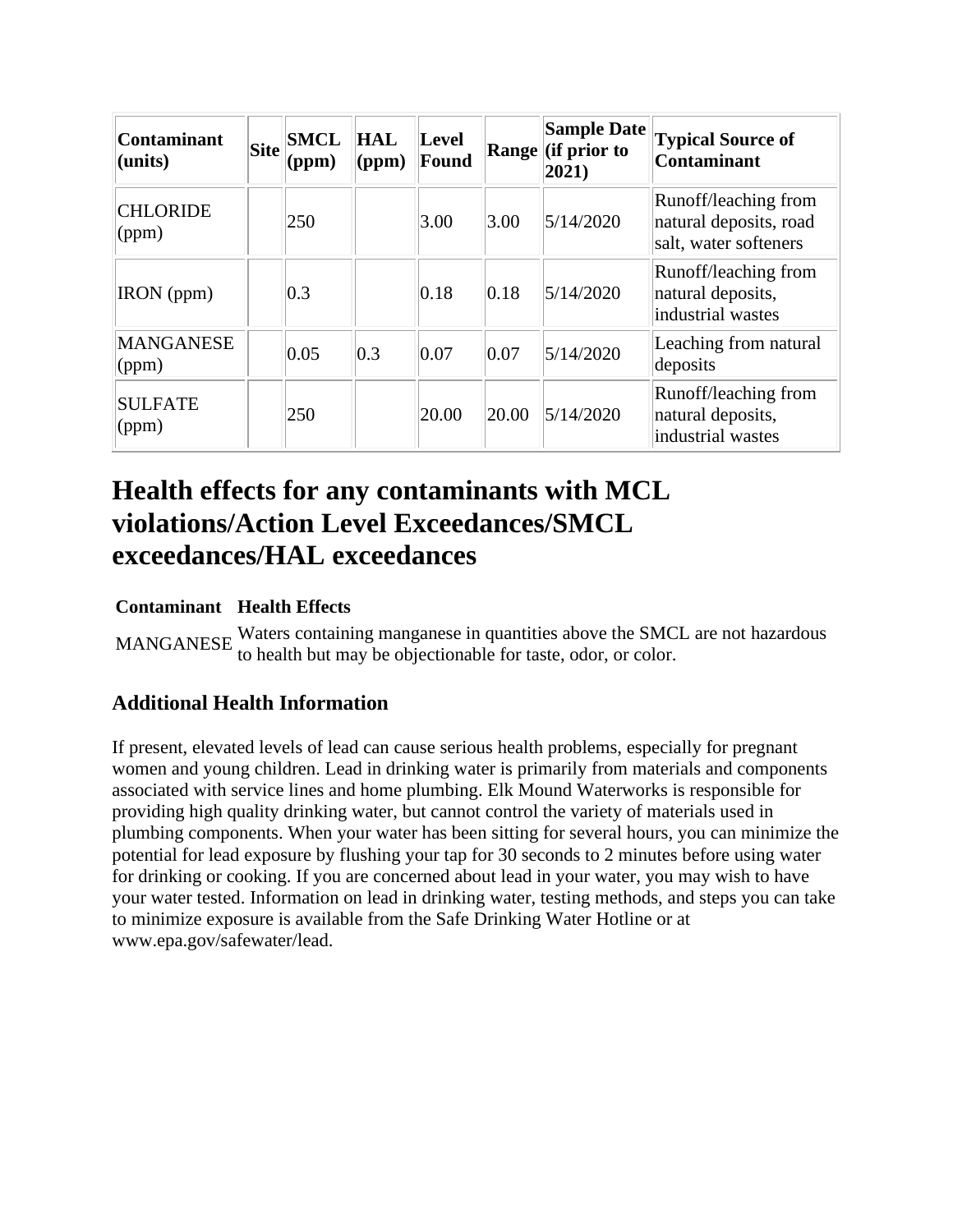| Contaminant (units) | Site | SMCL (ppm) | HAL (ppm) | Level Found | Range | Sample Date (if prior to 2021) | Typical Source of Contaminant |
|---|---|---|---|---|---|---|---|
| CHLORIDE (ppm) | | 250 | | 3.00 | 3.00 | 5/14/2020 | Runoff/leaching from natural deposits, road salt, water softeners |
| IRON (ppm) | | 0.3 | | 0.18 | 0.18 | 5/14/2020 | Runoff/leaching from natural deposits, industrial wastes |
| MANGANESE (ppm) | | 0.05 | 0.3 | 0.07 | 0.07 | 5/14/2020 | Leaching from natural deposits |
| SULFATE (ppm) | | 250 | | 20.00 | 20.00 | 5/14/2020 | Runoff/leaching from natural deposits, industrial wastes |

# Health effects for any contaminants with MCL violations/Action Level Exceedances/SMCL exceedances/HAL exceedances

| Contaminant | Health Effects |
|---|---|
| MANGANESE | Waters containing manganese in quantities above the SMCL are not hazardous to health but may be objectionable for taste, odor, or color. |

## Additional Health Information

If present, elevated levels of lead can cause serious health problems, especially for pregnant women and young children. Lead in drinking water is primarily from materials and components associated with service lines and home plumbing. Elk Mound Waterworks is responsible for providing high quality drinking water, but cannot control the variety of materials used in plumbing components. When your water has been sitting for several hours, you can minimize the potential for lead exposure by flushing your tap for 30 seconds to 2 minutes before using water for drinking or cooking. If you are concerned about lead in your water, you may wish to have your water tested. Information on lead in drinking water, testing methods, and steps you can take to minimize exposure is available from the Safe Drinking Water Hotline or at www.epa.gov/safewater/lead.